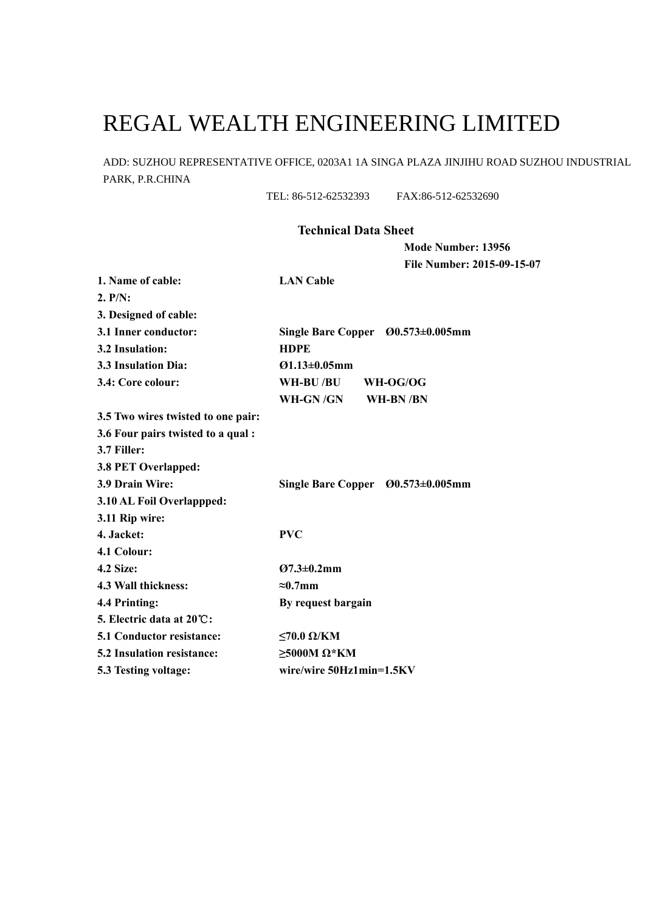# REGAL WEALTH ENGINEERING LIMITED

ADD: SUZHOU REPRESENTATIVE OFFICE, 0203A1 1A SINGA PLAZA JINJIHU ROAD SUZHOU INDUSTRIAL PARK, P.R.CHINA

TEL: 86-512-62532393 FAX:86-512-62532690

## Technical Data Sheet

**Mode Number: 13956**

**File Number: 2015-09-15-07**

| | |
|---|---|
| **1. Name of cable:** | **LAN Cable** |
| **2. P/N:** | |
| **3. Designed of cable:** | |
| **3.1 Inner conductor:** | **Single Bare Copper Ø0.573±0.005mm** |
| **3.2 Insulation:** | **HDPE** |
| **3.3 Insulation Dia:** | **Ø1.13±0.05mm** |
| **3.4: Core colour:** | **WH-BU /BU WH-OG/OG** |
| | **WH-GN /GN WH-BN /BN** |
| **3.5 Two wires twisted to one pair:** | |
| **3.6 Four pairs twisted to a qual :** | |
| **3.7 Filler:** | |
| **3.8 PET Overlapped:** | |
| **3.9 Drain Wire:** | **Single Bare Copper Ø0.573±0.005mm** |
| **3.10 AL Foil Overlappped:** | |
| **3.11 Rip wire:** | |
| **4. Jacket:** | **PVC** |
| **4.1 Colour:** | |
| **4.2 Size:** | **Ø7.3±0.2mm** |
| **4.3 Wall thickness:** | **≈0.7mm** |
| **4.4 Printing:** | **By request bargain** |
| **5. Electric data at 20℃:** | |
| **5.1 Conductor resistance:** | **≤70.0 Ω/KM** |
| **5.2 Insulation resistance:** | **≥5000M Ω*KM** |
| **5.3 Testing voltage:** | **wire/wire 50Hz1min=1.5KV** |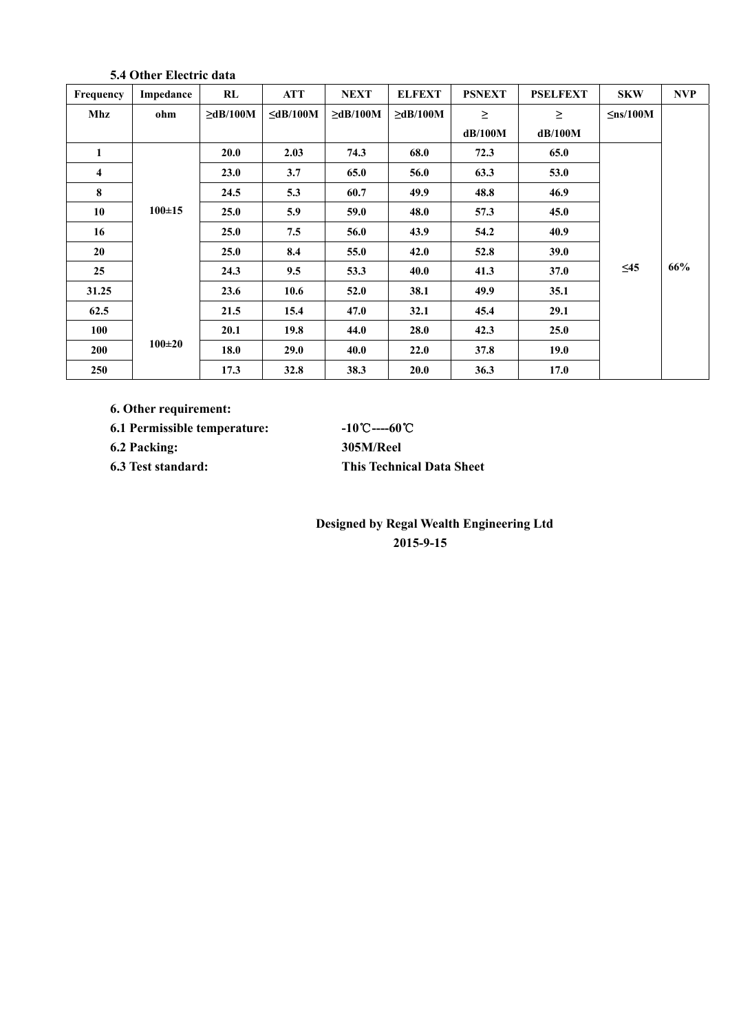### 5.4 Other Electric data

| Frequency | Impedance | RL | ATT | NEXT | ELFEXT | PSNEXT | PSELFEXT | SKW | NVP |
|---|---|---|---|---|---|---|---|---|---|
| Mhz | ohm | ≥dB/100M | ≤dB/100M | ≥dB/100M | ≥dB/100M | ≥ dB/100M | ≥ dB/100M | ≤ns/100M | |
| 1 | 100±15 | 20.0 | 2.03 | 74.3 | 68.0 | 72.3 | 65.0 | ≤45 | 66% |
| 4 | | 23.0 | 3.7 | 65.0 | 56.0 | 63.3 | 53.0 | | |
| 8 | | 24.5 | 5.3 | 60.7 | 49.9 | 48.8 | 46.9 | | |
| 10 | | 25.0 | 5.9 | 59.0 | 48.0 | 57.3 | 45.0 | | |
| 16 | | 25.0 | 7.5 | 56.0 | 43.9 | 54.2 | 40.9 | | |
| 20 | | 25.0 | 8.4 | 55.0 | 42.0 | 52.8 | 39.0 | | |
| 25 | | 24.3 | 9.5 | 53.3 | 40.0 | 41.3 | 37.0 | | |
| 31.25 | | 23.6 | 10.6 | 52.0 | 38.1 | 49.9 | 35.1 | | |
| 62.5 | | 21.5 | 15.4 | 47.0 | 32.1 | 45.4 | 29.1 | | |
| 100 | 100±20 | 20.1 | 19.8 | 44.0 | 28.0 | 42.3 | 25.0 | | |
| 200 | | 18.0 | 29.0 | 40.0 | 22.0 | 37.8 | 19.0 | | |
| 250 | | 17.3 | 32.8 | 38.3 | 20.0 | 36.3 | 17.0 | | |

**6. Other requirement:**

**6.1 Permissible temperature:** -10℃----60℃

**6.2 Packing:** 305M/Reel

**6.3 Test standard:** This Technical Data Sheet

**Designed by Regal Wealth Engineering Ltd**

**2015-9-15**